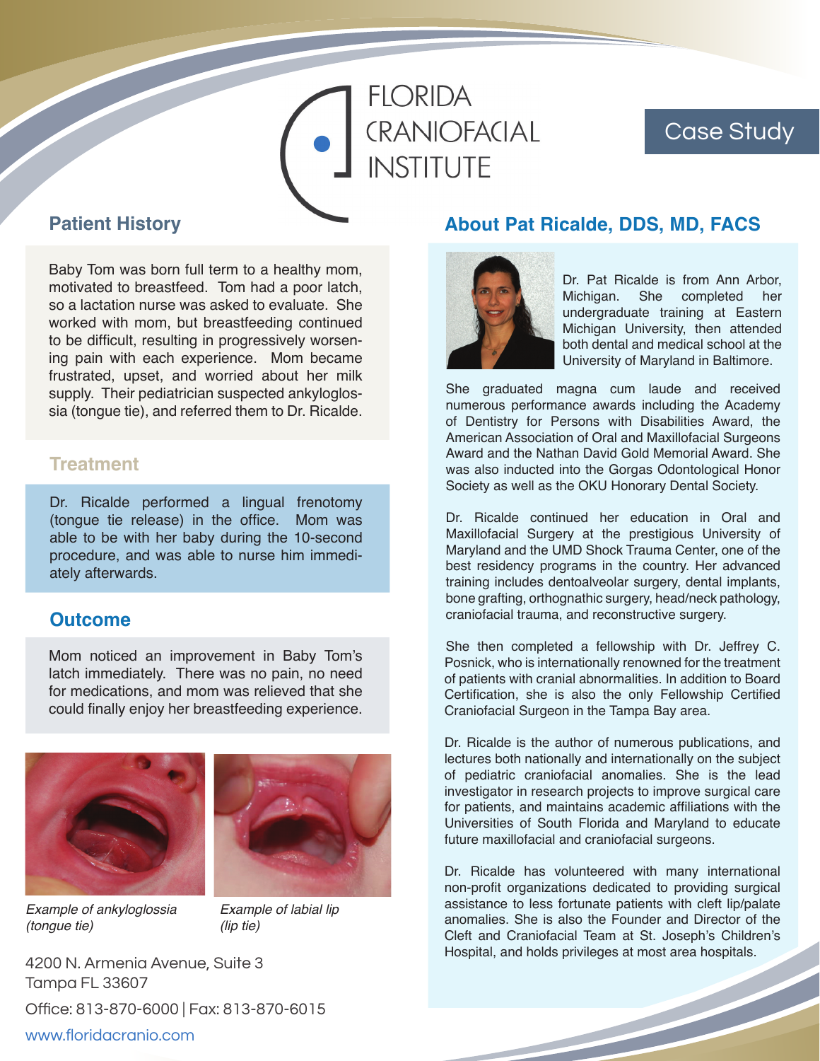# FLORIDA CRANIOFACIAL INSTITUTE

Case Study

## Patient History

Baby Tom was born full term to a healthy mom, motivated to breastfeed. Tom had a poor latch, so a lactation nurse was asked to evaluate. She worked with mom, but breastfeeding continued to be difficult, resulting in progressively worsening pain with each experience. Mom became frustrated, upset, and worried about her milk supply. Their pediatrician suspected ankyloglossia (tongue tie), and referred them to Dr. Ricalde.

## Treatment

Dr. Ricalde performed a lingual frenotomy (tongue tie release) in the office. Mom was able to be with her baby during the 10-second procedure, and was able to nurse him immediately afterwards.

## Outcome

Mom noticed an improvement in Baby Tom's latch immediately. There was no pain, no need for medications, and mom was relieved that she could finally enjoy her breastfeeding experience.

*Example of ankyloglossia (tongue tie)*

*Example of labial lip (lip tie)*

4200 N. Armenia Avenue, Suite 3
Tampa FL 33607

Office: 813-870-6000 | Fax: 813-870-6015

www.floridacranio.com

## About Pat Ricalde, DDS, MD, FACS

Dr. Pat Ricalde is from Ann Arbor, Michigan. She completed her undergraduate training at Eastern Michigan University, then attended both dental and medical school at the University of Maryland in Baltimore.

She graduated magna cum laude and received numerous performance awards including the Academy of Dentistry for Persons with Disabilities Award, the American Association of Oral and Maxillofacial Surgeons Award and the Nathan David Gold Memorial Award. She was also inducted into the Gorgas Odontological Honor Society as well as the OKU Honorary Dental Society.

Dr. Ricalde continued her education in Oral and Maxillofacial Surgery at the prestigious University of Maryland and the UMD Shock Trauma Center, one of the best residency programs in the country. Her advanced training includes dentoalveolar surgery, dental implants, bone grafting, orthognathic surgery, head/neck pathology, craniofacial trauma, and reconstructive surgery.

She then completed a fellowship with Dr. Jeffrey C. Posnick, who is internationally renowned for the treatment of patients with cranial abnormalities. In addition to Board Certification, she is also the only Fellowship Certified Craniofacial Surgeon in the Tampa Bay area.

Dr. Ricalde is the author of numerous publications, and lectures both nationally and internationally on the subject of pediatric craniofacial anomalies. She is the lead investigator in research projects to improve surgical care for patients, and maintains academic affiliations with the Universities of South Florida and Maryland to educate future maxillofacial and craniofacial surgeons.

Dr. Ricalde has volunteered with many international non-profit organizations dedicated to providing surgical assistance to less fortunate patients with cleft lip/palate anomalies. She is also the Founder and Director of the Cleft and Craniofacial Team at St. Joseph's Children's Hospital, and holds privileges at most area hospitals.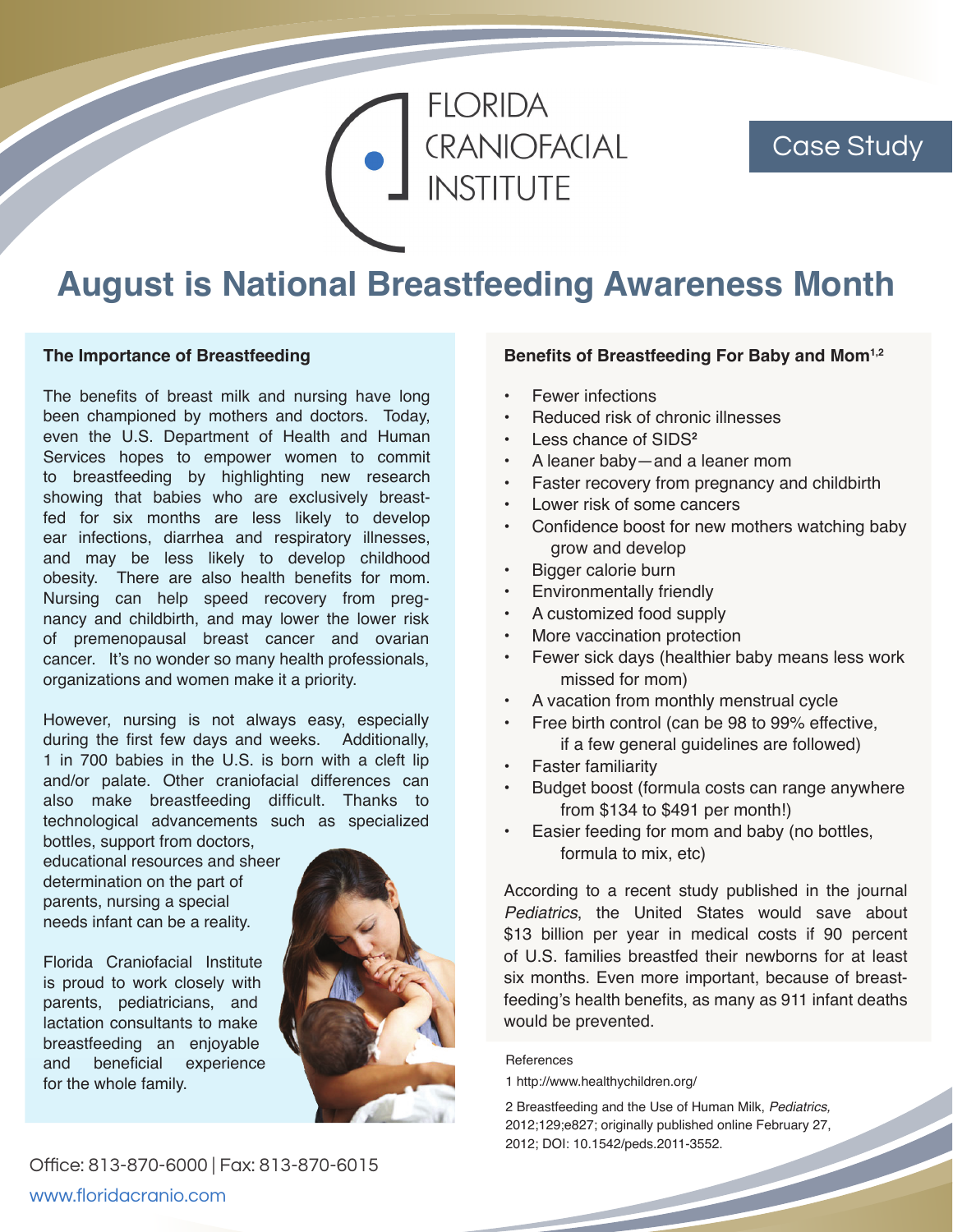FLORIDA CRANIOFACIAL INSTITUTE

Case Study

# August is National Breastfeeding Awareness Month

## The Importance of Breastfeeding

The benefits of breast milk and nursing have long been championed by mothers and doctors. Today, even the U.S. Department of Health and Human Services hopes to empower women to commit to breastfeeding by highlighting new research showing that babies who are exclusively breast-fed for six months are less likely to develop ear infections, diarrhea and respiratory illnesses, and may be less likely to develop childhood obesity. There are also health benefits for mom. Nursing can help speed recovery from pregnancy and childbirth, and may lower the lower risk of premenopausal breast cancer and ovarian cancer. It's no wonder so many health professionals, organizations and women make it a priority.

However, nursing is not always easy, especially during the first few days and weeks. Additionally, 1 in 700 babies in the U.S. is born with a cleft lip and/or palate. Other craniofacial differences can also make breastfeeding difficult. Thanks to technological advancements such as specialized bottles, support from doctors, educational resources and sheer determination on the part of parents, nursing a special needs infant can be a reality.

Florida Craniofacial Institute is proud to work closely with parents, pediatricians, and lactation consultants to make breastfeeding an enjoyable and beneficial experience for the whole family.

## Benefits of Breastfeeding For Baby and Mom[1,2]

- Fewer infections
- Reduced risk of chronic illnesses
- Less chance of SIDS[2]
- A leaner baby—and a leaner mom
- Faster recovery from pregnancy and childbirth
- Lower risk of some cancers
- Confidence boost for new mothers watching baby grow and develop
- Bigger calorie burn
- Environmentally friendly
- A customized food supply
- More vaccination protection
- Fewer sick days (healthier baby means less work missed for mom)
- A vacation from monthly menstrual cycle
- Free birth control (can be 98 to 99% effective, if a few general guidelines are followed)
- Faster familiarity
- Budget boost (formula costs can range anywhere from $134 to $491 per month!)
- Easier feeding for mom and baby (no bottles, formula to mix, etc)

According to a recent study published in the journal *Pediatrics*, the United States would save about $13 billion per year in medical costs if 90 percent of U.S. families breastfed their newborns for at least six months. Even more important, because of breast-feeding's health benefits, as many as 911 infant deaths would be prevented.

References

1 http://www.healthychildren.org/

2 Breastfeeding and the Use of Human Milk, *Pediatrics,* 2012;129;e827; originally published online February 27, 2012; DOI: 10.1542/peds.2011-3552.

Office: 813-870-6000 | Fax: 813-870-6015

www.floridacranio.com